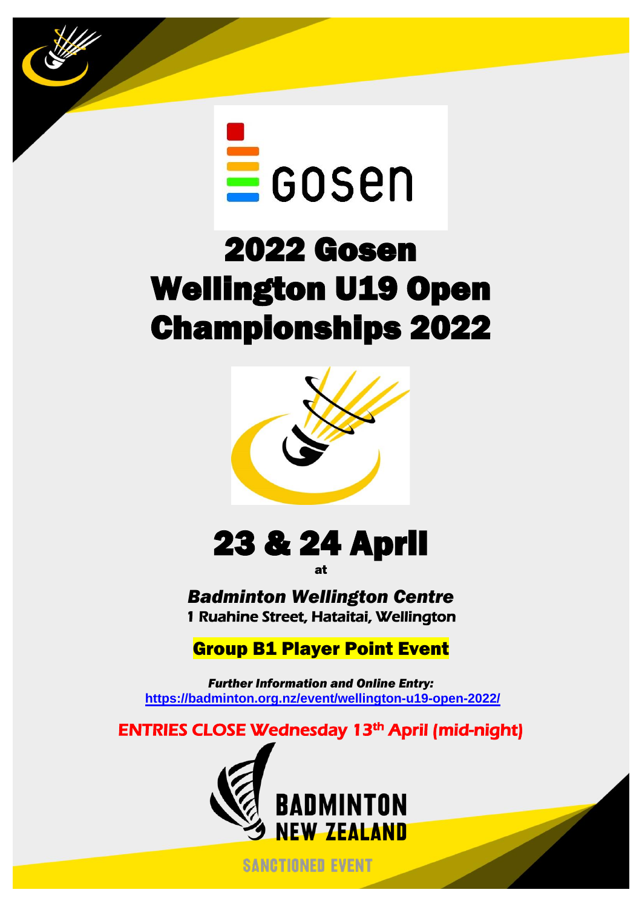gosen

# 2022 Gosen Wellington U19 Open Championships 2022

## 23 & 24 April

**at**

***Badminton Wellington Centre***

**1 Ruahine Street, Hataitai, Wellington**

**Group B1 Player Point Event**

***Further Information and Online Entry:***

**https://badminton.org.nz/event/wellington-u19-open-2022/**

**ENTRIES CLOSE Wednesday 13th April (mid-night)**

BADMINTON NEW ZEALAND

SANCTIONED EVENT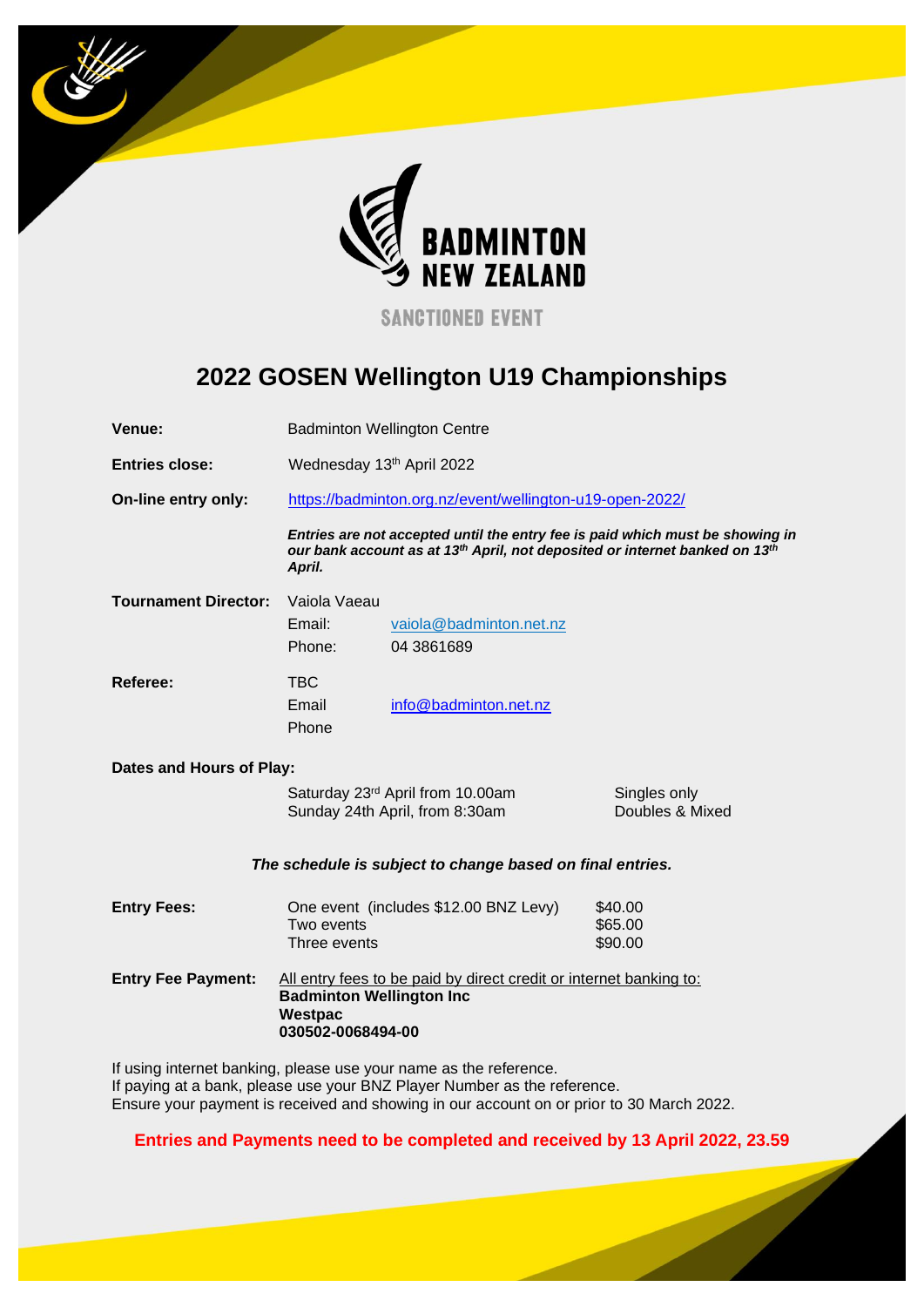BADMINTON NEW ZEALAND

SANCTIONED EVENT

# 2022 GOSEN Wellington U19 Championships

**Venue:** Badminton Wellington Centre

**Entries close:** Wednesday 13th April 2022

**On-line entry only:** https://badminton.org.nz/event/wellington-u19-open-2022/

***Entries are not accepted until the entry fee is paid which must be showing in our bank account as at 13th April, not deposited or internet banked on 13th April.***

**Tournament Director:** Vaiola Vaeau
Email: vaiola@badminton.net.nz
Phone: 04 3861689

**Referee:** TBC
Email info@badminton.net.nz
Phone

**Dates and Hours of Play:**

| | |
|---|---|
| Saturday 23rd April from 10.00am | Singles only |
| Sunday 24th April, from 8:30am | Doubles & Mixed |

***The schedule is subject to change based on final entries.***

**Entry Fees:**

| | |
|---|---|
| One event (includes $12.00 BNZ Levy) | $40.00 |
| Two events | $65.00 |
| Three events | $90.00 |

**Entry Fee Payment:** All entry fees to be paid by direct credit or internet banking to:
**Badminton Wellington Inc**
**Westpac**
**030502-0068494-00**

If using internet banking, please use your name as the reference.
If paying at a bank, please use your BNZ Player Number as the reference.
Ensure your payment is received and showing in our account on or prior to 30 March 2022.

**Entries and Payments need to be completed and received by 13 April 2022, 23.59**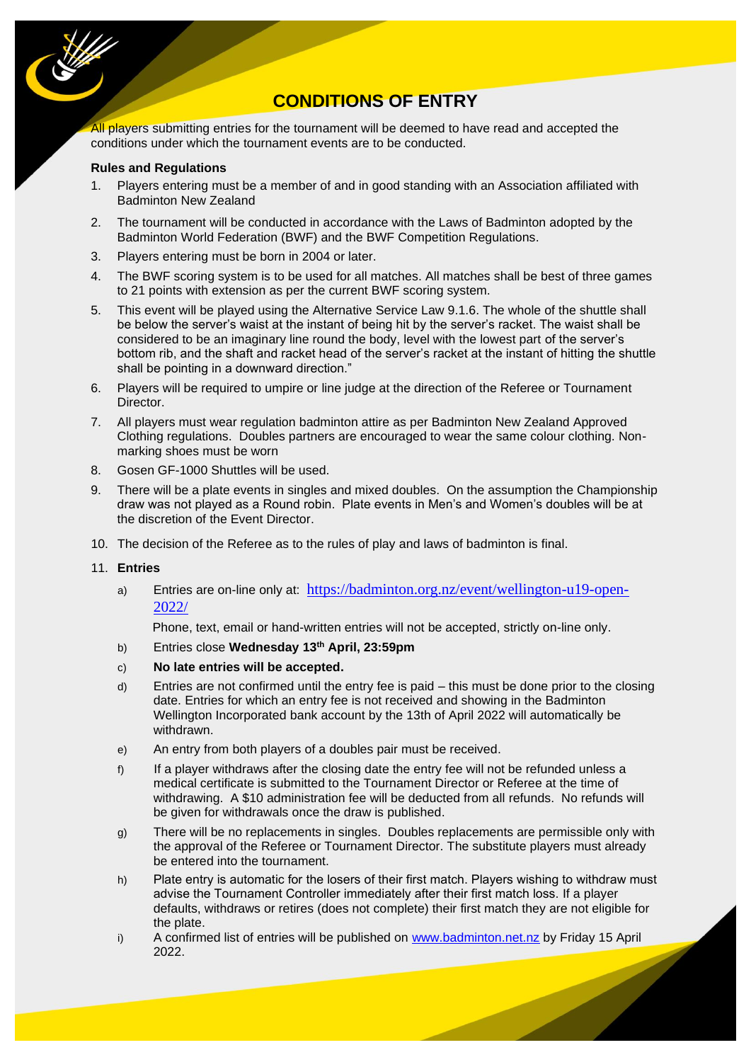# CONDITIONS OF ENTRY

All players submitting entries for the tournament will be deemed to have read and accepted the conditions under which the tournament events are to be conducted.

**Rules and Regulations**

1. Players entering must be a member of and in good standing with an Association affiliated with Badminton New Zealand
2. The tournament will be conducted in accordance with the Laws of Badminton adopted by the Badminton World Federation (BWF) and the BWF Competition Regulations.
3. Players entering must be born in 2004 or later.
4. The BWF scoring system is to be used for all matches. All matches shall be best of three games to 21 points with extension as per the current BWF scoring system.
5. This event will be played using the Alternative Service Law 9.1.6. The whole of the shuttle shall be below the server's waist at the instant of being hit by the server's racket. The waist shall be considered to be an imaginary line round the body, level with the lowest part of the server's bottom rib, and the shaft and racket head of the server's racket at the instant of hitting the shuttle shall be pointing in a downward direction."
6. Players will be required to umpire or line judge at the direction of the Referee or Tournament Director.
7. All players must wear regulation badminton attire as per Badminton New Zealand Approved Clothing regulations. Doubles partners are encouraged to wear the same colour clothing. Non-marking shoes must be worn
8. Gosen GF-1000 Shuttles will be used.
9. There will be a plate events in singles and mixed doubles. On the assumption the Championship draw was not played as a Round robin. Plate events in Men's and Women's doubles will be at the discretion of the Event Director.
10. The decision of the Referee as to the rules of play and laws of badminton is final.
11. **Entries**
    a) Entries are on-line only at: https://badminton.org.nz/event/wellington-u19-open-2022/
       Phone, text, email or hand-written entries will not be accepted, strictly on-line only.
    b) Entries close **Wednesday 13th April, 23:59pm**
    c) **No late entries will be accepted.**
    d) Entries are not confirmed until the entry fee is paid – this must be done prior to the closing date. Entries for which an entry fee is not received and showing in the Badminton Wellington Incorporated bank account by the 13th of April 2022 will automatically be withdrawn.
    e) An entry from both players of a doubles pair must be received.
    f) If a player withdraws after the closing date the entry fee will not be refunded unless a medical certificate is submitted to the Tournament Director or Referee at the time of withdrawing. A $10 administration fee will be deducted from all refunds. No refunds will be given for withdrawals once the draw is published.
    g) There will be no replacements in singles. Doubles replacements are permissible only with the approval of the Referee or Tournament Director. The substitute players must already be entered into the tournament.
    h) Plate entry is automatic for the losers of their first match. Players wishing to withdraw must advise the Tournament Controller immediately after their first match loss. If a player defaults, withdraws or retires (does not complete) their first match they are not eligible for the plate.
    i) A confirmed list of entries will be published on www.badminton.net.nz by Friday 15 April 2022.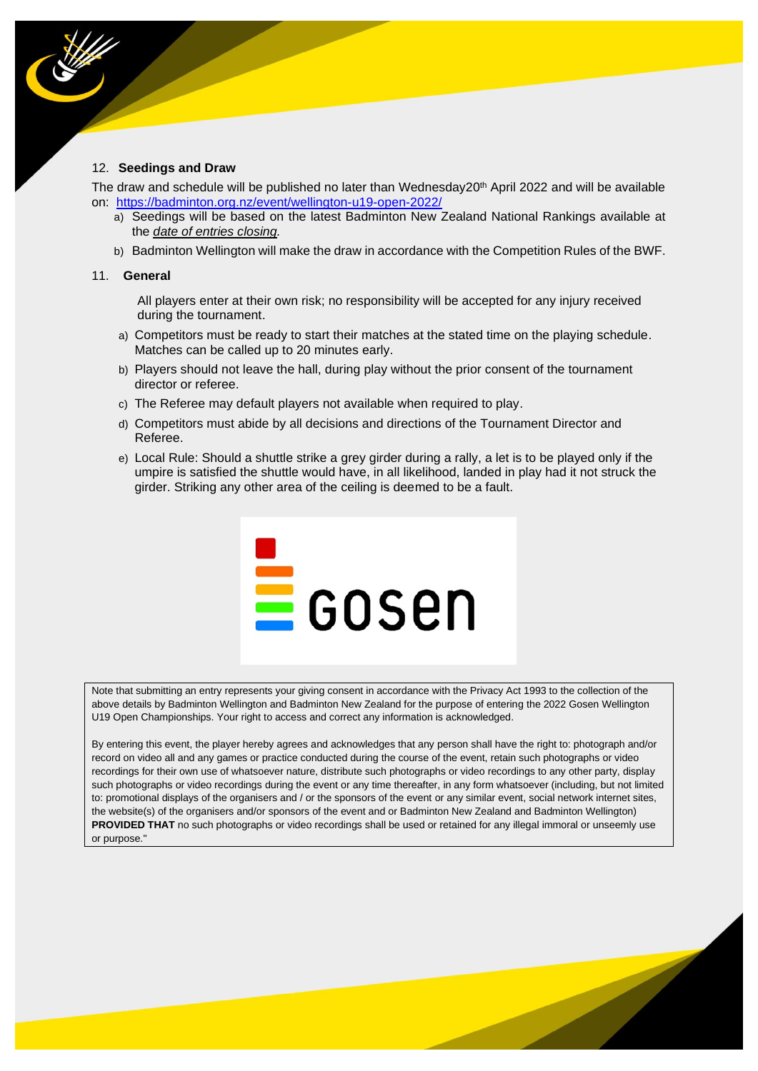12. **Seedings and Draw**

The draw and schedule will be published no later than Wednesday20th April 2022 and will be available on: https://badminton.org.nz/event/wellington-u19-open-2022/

a) Seedings will be based on the latest Badminton New Zealand National Rankings available at the *date of entries closing*.
b) Badminton Wellington will make the draw in accordance with the Competition Rules of the BWF.

11. **General**

All players enter at their own risk; no responsibility will be accepted for any injury received during the tournament.

a) Competitors must be ready to start their matches at the stated time on the playing schedule. Matches can be called up to 20 minutes early.
b) Players should not leave the hall, during play without the prior consent of the tournament director or referee.
c) The Referee may default players not available when required to play.
d) Competitors must abide by all decisions and directions of the Tournament Director and Referee.
e) Local Rule: Should a shuttle strike a grey girder during a rally, a let is to be played only if the umpire is satisfied the shuttle would have, in all likelihood, landed in play had it not struck the girder. Striking any other area of the ceiling is deemed to be a fault.

gosen

Note that submitting an entry represents your giving consent in accordance with the Privacy Act 1993 to the collection of the above details by Badminton Wellington and Badminton New Zealand for the purpose of entering the 2022 Gosen Wellington U19 Open Championships. Your right to access and correct any information is acknowledged.

By entering this event, the player hereby agrees and acknowledges that any person shall have the right to: photograph and/or record on video all and any games or practice conducted during the course of the event, retain such photographs or video recordings for their own use of whatsoever nature, distribute such photographs or video recordings to any other party, display such photographs or video recordings during the event or any time thereafter, in any form whatsoever (including, but not limited to: promotional displays of the organisers and / or the sponsors of the event or any similar event, social network internet sites, the website(s) of the organisers and/or sponsors of the event and or Badminton New Zealand and Badminton Wellington) **PROVIDED THAT** no such photographs or video recordings shall be used or retained for any illegal immoral or unseemly use or purpose."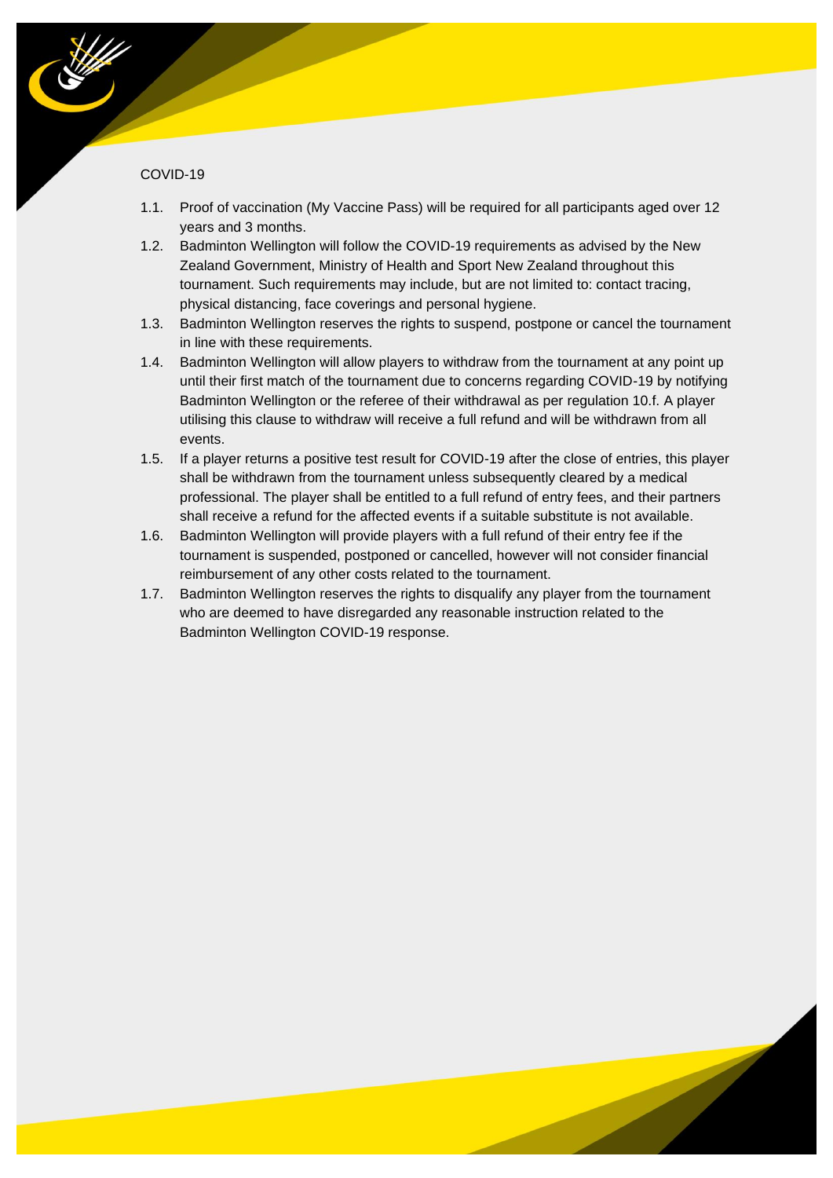## COVID-19

1.1. Proof of vaccination (My Vaccine Pass) will be required for all participants aged over 12 years and 3 months.

1.2. Badminton Wellington will follow the COVID-19 requirements as advised by the New Zealand Government, Ministry of Health and Sport New Zealand throughout this tournament. Such requirements may include, but are not limited to: contact tracing, physical distancing, face coverings and personal hygiene.

1.3. Badminton Wellington reserves the rights to suspend, postpone or cancel the tournament in line with these requirements.

1.4. Badminton Wellington will allow players to withdraw from the tournament at any point up until their first match of the tournament due to concerns regarding COVID-19 by notifying Badminton Wellington or the referee of their withdrawal as per regulation 10.f. A player utilising this clause to withdraw will receive a full refund and will be withdrawn from all events.

1.5. If a player returns a positive test result for COVID-19 after the close of entries, this player shall be withdrawn from the tournament unless subsequently cleared by a medical professional. The player shall be entitled to a full refund of entry fees, and their partners shall receive a refund for the affected events if a suitable substitute is not available.

1.6. Badminton Wellington will provide players with a full refund of their entry fee if the tournament is suspended, postponed or cancelled, however will not consider financial reimbursement of any other costs related to the tournament.

1.7. Badminton Wellington reserves the rights to disqualify any player from the tournament who are deemed to have disregarded any reasonable instruction related to the Badminton Wellington COVID-19 response.